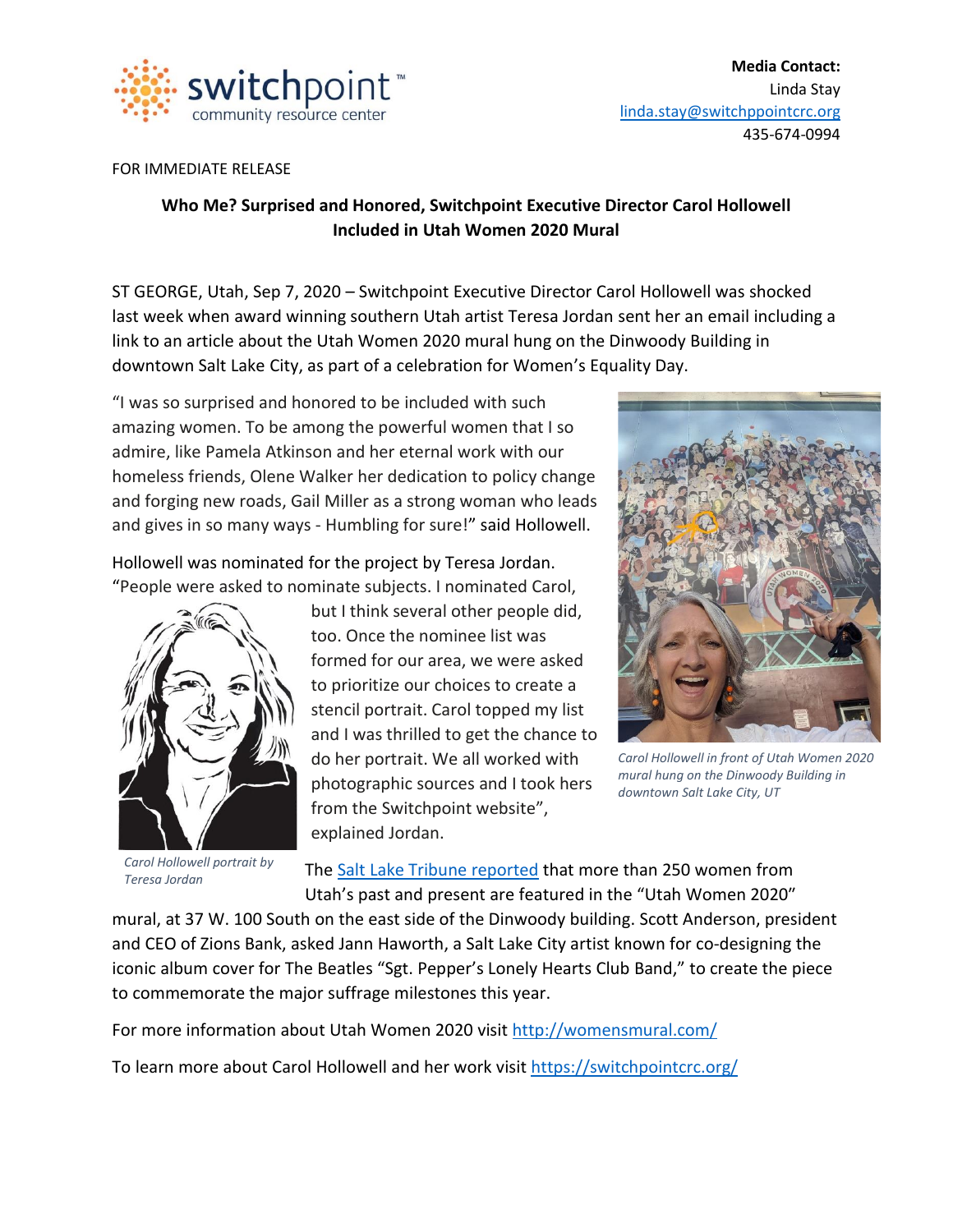**Media Contact:**
Linda Stay
linda.stay@switchppointcrc.org
435-674-0994

FOR IMMEDIATE RELEASE

**Who Me? Surprised and Honored, Switchpoint Executive Director Carol Hollowell Included in Utah Women 2020 Mural**

ST GEORGE, Utah, Sep 7, 2020 – Switchpoint Executive Director Carol Hollowell was shocked last week when award winning southern Utah artist Teresa Jordan sent her an email including a link to an article about the Utah Women 2020 mural hung on the Dinwoody Building in downtown Salt Lake City, as part of a celebration for Women's Equality Day.

"I was so surprised and honored to be included with such amazing women. To be among the powerful women that I so admire, like Pamela Atkinson and her eternal work with our homeless friends, Olene Walker her dedication to policy change and forging new roads, Gail Miller as a strong woman who leads and gives in so many ways - Humbling for sure!" said Hollowell.

*Carol Hollowell in front of Utah Women 2020 mural hung on the Dinwoody Building in downtown Salt Lake City, UT*

Hollowell was nominated for the project by Teresa Jordan. "People were asked to nominate subjects. I nominated Carol, but I think several other people did, too. Once the nominee list was formed for our area, we were asked to prioritize our choices to create a stencil portrait. Carol topped my list and I was thrilled to get the chance to do her portrait. We all worked with photographic sources and I took hers from the Switchpoint website", explained Jordan.

*Carol Hollowell portrait by Teresa Jordan*

The Salt Lake Tribune reported that more than 250 women from Utah's past and present are featured in the "Utah Women 2020" mural, at 37 W. 100 South on the east side of the Dinwoody building. Scott Anderson, president and CEO of Zions Bank, asked Jann Haworth, a Salt Lake City artist known for co-designing the iconic album cover for The Beatles "Sgt. Pepper's Lonely Hearts Club Band," to create the piece to commemorate the major suffrage milestones this year.

For more information about Utah Women 2020 visit http://womensmural.com/

To learn more about Carol Hollowell and her work visit https://switchpointcrc.org/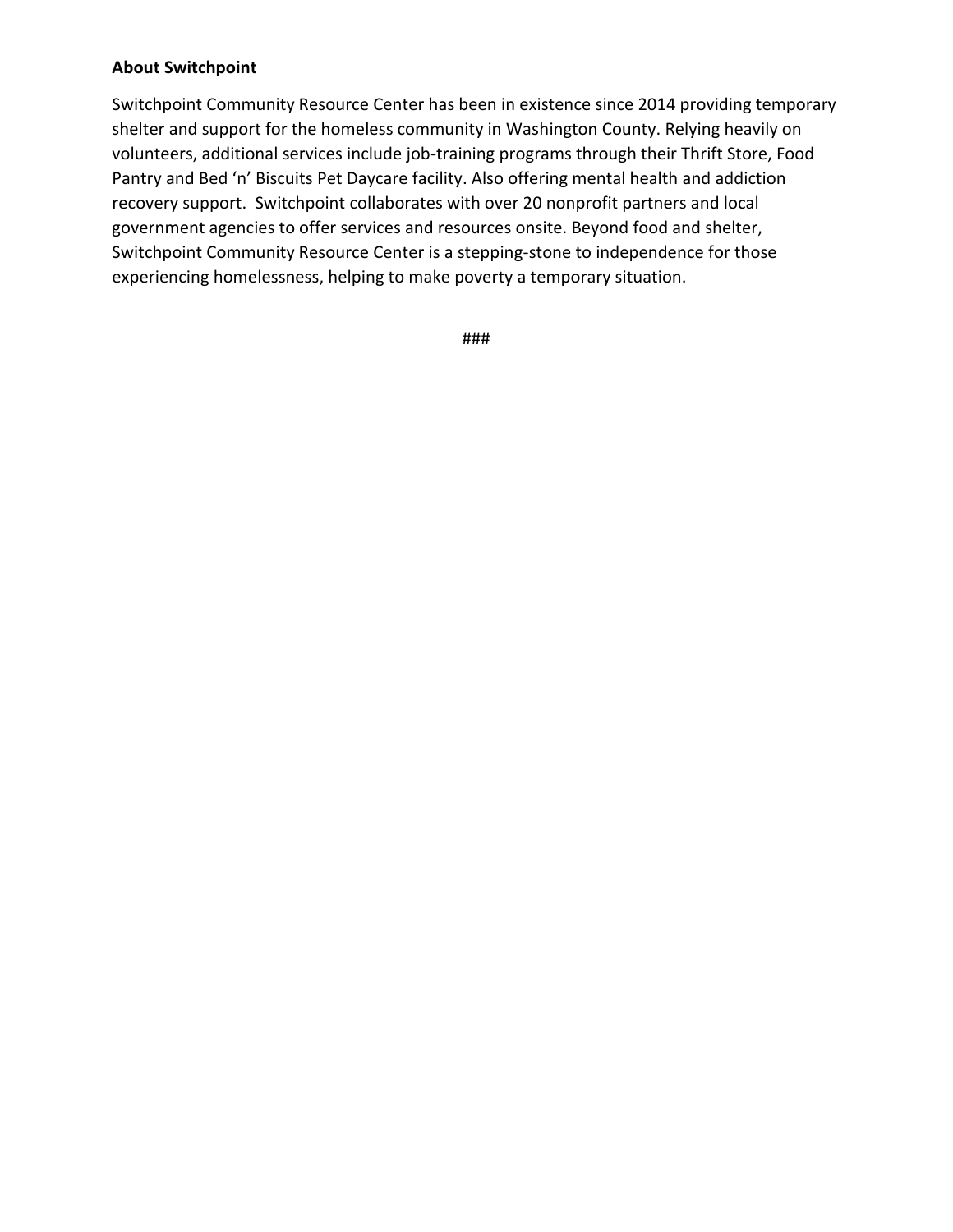**About Switchpoint**

Switchpoint Community Resource Center has been in existence since 2014 providing temporary shelter and support for the homeless community in Washington County. Relying heavily on volunteers, additional services include job-training programs through their Thrift Store, Food Pantry and Bed 'n' Biscuits Pet Daycare facility. Also offering mental health and addiction recovery support. Switchpoint collaborates with over 20 nonprofit partners and local government agencies to offer services and resources onsite. Beyond food and shelter, Switchpoint Community Resource Center is a stepping-stone to independence for those experiencing homelessness, helping to make poverty a temporary situation.

###